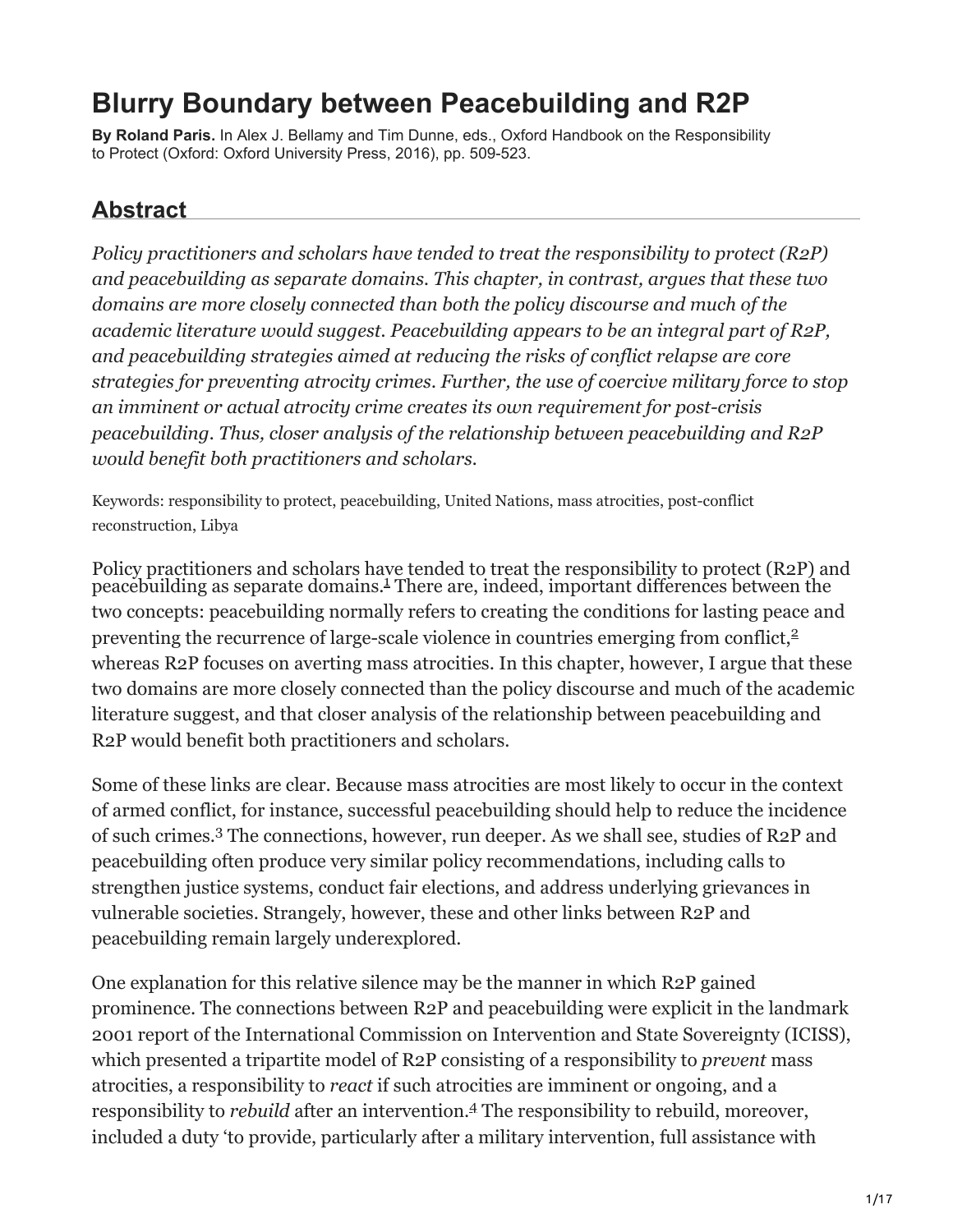# Blurry Boundary between Peacebuilding and R2P

**By Roland Paris.** In Alex J. Bellamy and Tim Dunne, eds., Oxford Handbook on the Responsibility to Protect (Oxford: Oxford University Press, 2016), pp. 509-523.

## Abstract

*Policy practitioners and scholars have tended to treat the responsibility to protect (R2P) and peacebuilding as separate domains. This chapter, in contrast, argues that these two domains are more closely connected than both the policy discourse and much of the academic literature would suggest. Peacebuilding appears to be an integral part of R2P, and peacebuilding strategies aimed at reducing the risks of conflict relapse are core strategies for preventing atrocity crimes. Further, the use of coercive military force to stop an imminent or actual atrocity crime creates its own requirement for post-crisis peacebuilding. Thus, closer analysis of the relationship between peacebuilding and R2P would benefit both practitioners and scholars.*

Keywords: responsibility to protect, peacebuilding, United Nations, mass atrocities, post-conflict reconstruction, Libya

Policy practitioners and scholars have tended to treat the responsibility to protect (R2P) and peacebuilding as separate domains.[1] There are, indeed, important differences between the two concepts: peacebuilding normally refers to creating the conditions for lasting peace and preventing the recurrence of large-scale violence in countries emerging from conflict,[2] whereas R2P focuses on averting mass atrocities. In this chapter, however, I argue that these two domains are more closely connected than the policy discourse and much of the academic literature suggest, and that closer analysis of the relationship between peacebuilding and R2P would benefit both practitioners and scholars.

Some of these links are clear. Because mass atrocities are most likely to occur in the context of armed conflict, for instance, successful peacebuilding should help to reduce the incidence of such crimes.[3] The connections, however, run deeper. As we shall see, studies of R2P and peacebuilding often produce very similar policy recommendations, including calls to strengthen justice systems, conduct fair elections, and address underlying grievances in vulnerable societies. Strangely, however, these and other links between R2P and peacebuilding remain largely underexplored.

One explanation for this relative silence may be the manner in which R2P gained prominence. The connections between R2P and peacebuilding were explicit in the landmark 2001 report of the International Commission on Intervention and State Sovereignty (ICISS), which presented a tripartite model of R2P consisting of a responsibility to *prevent* mass atrocities, a responsibility to *react* if such atrocities are imminent or ongoing, and a responsibility to *rebuild* after an intervention.[4] The responsibility to rebuild, moreover, included a duty 'to provide, particularly after a military intervention, full assistance with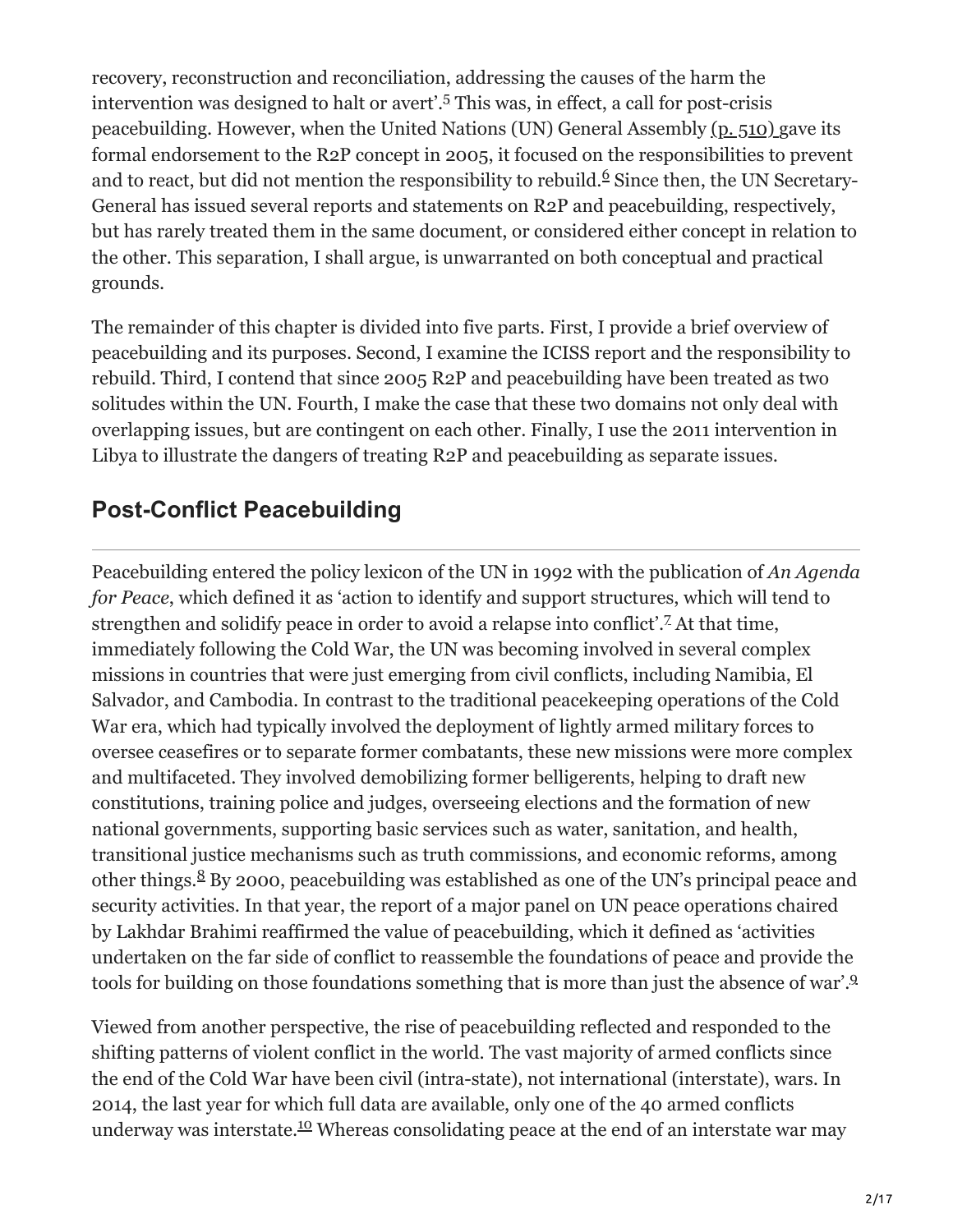recovery, reconstruction and reconciliation, addressing the causes of the harm the intervention was designed to halt or avert'.[5] This was, in effect, a call for post-crisis peacebuilding. However, when the United Nations (UN) General Assembly (p. 510) gave its formal endorsement to the R2P concept in 2005, it focused on the responsibilities to prevent and to react, but did not mention the responsibility to rebuild.[6] Since then, the UN Secretary-General has issued several reports and statements on R2P and peacebuilding, respectively, but has rarely treated them in the same document, or considered either concept in relation to the other. This separation, I shall argue, is unwarranted on both conceptual and practical grounds.

The remainder of this chapter is divided into five parts. First, I provide a brief overview of peacebuilding and its purposes. Second, I examine the ICISS report and the responsibility to rebuild. Third, I contend that since 2005 R2P and peacebuilding have been treated as two solitudes within the UN. Fourth, I make the case that these two domains not only deal with overlapping issues, but are contingent on each other. Finally, I use the 2011 intervention in Libya to illustrate the dangers of treating R2P and peacebuilding as separate issues.

## Post-Conflict Peacebuilding

Peacebuilding entered the policy lexicon of the UN in 1992 with the publication of *An Agenda for Peace*, which defined it as 'action to identify and support structures, which will tend to strengthen and solidify peace in order to avoid a relapse into conflict'.[7] At that time, immediately following the Cold War, the UN was becoming involved in several complex missions in countries that were just emerging from civil conflicts, including Namibia, El Salvador, and Cambodia. In contrast to the traditional peacekeeping operations of the Cold War era, which had typically involved the deployment of lightly armed military forces to oversee ceasefires or to separate former combatants, these new missions were more complex and multifaceted. They involved demobilizing former belligerents, helping to draft new constitutions, training police and judges, overseeing elections and the formation of new national governments, supporting basic services such as water, sanitation, and health, transitional justice mechanisms such as truth commissions, and economic reforms, among other things.[8] By 2000, peacebuilding was established as one of the UN's principal peace and security activities. In that year, the report of a major panel on UN peace operations chaired by Lakhdar Brahimi reaffirmed the value of peacebuilding, which it defined as 'activities undertaken on the far side of conflict to reassemble the foundations of peace and provide the tools for building on those foundations something that is more than just the absence of war'.[9]

Viewed from another perspective, the rise of peacebuilding reflected and responded to the shifting patterns of violent conflict in the world. The vast majority of armed conflicts since the end of the Cold War have been civil (intra-state), not international (interstate), wars. In 2014, the last year for which full data are available, only one of the 40 armed conflicts underway was interstate.[10] Whereas consolidating peace at the end of an interstate war may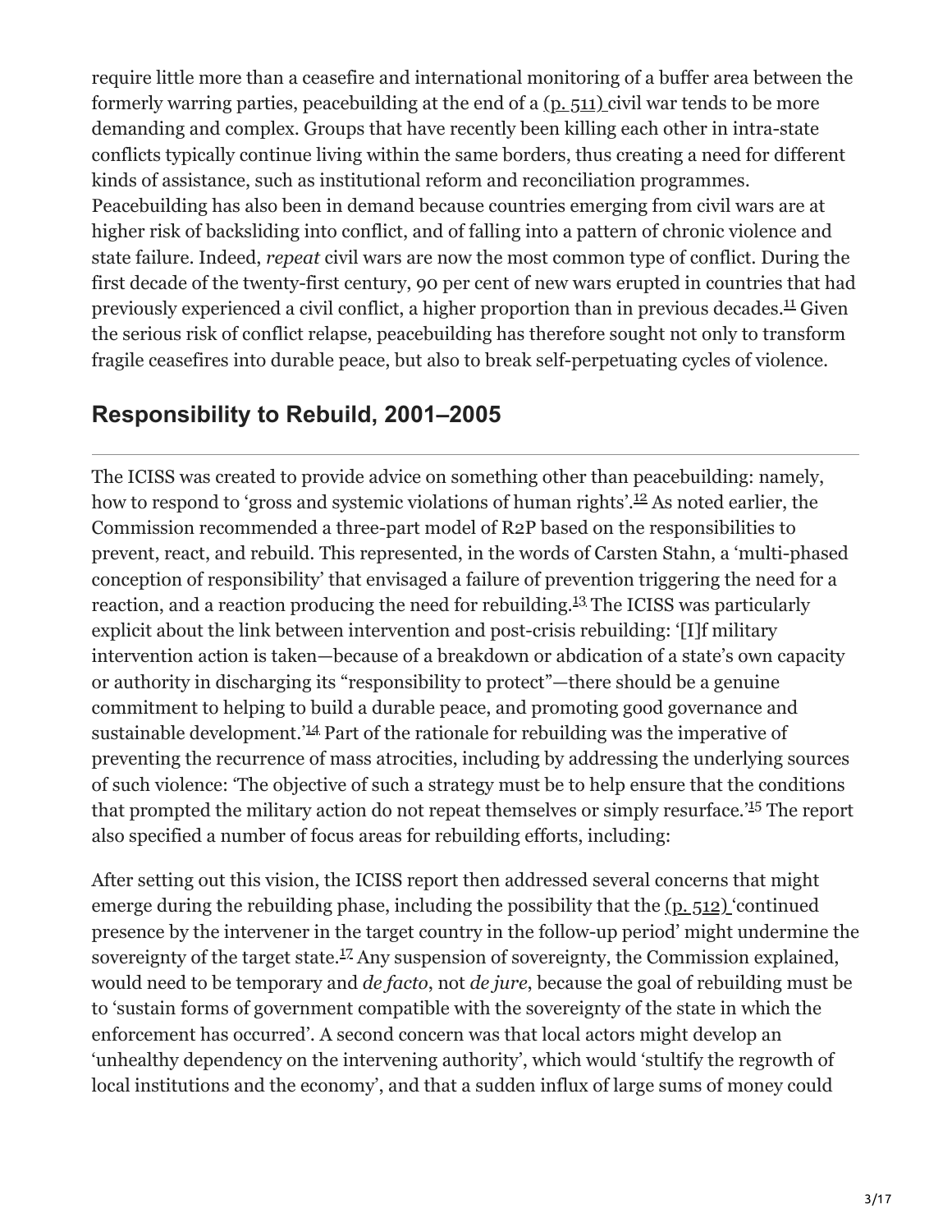require little more than a ceasefire and international monitoring of a buffer area between the formerly warring parties, peacebuilding at the end of a (p. 511) civil war tends to be more demanding and complex. Groups that have recently been killing each other in intra-state conflicts typically continue living within the same borders, thus creating a need for different kinds of assistance, such as institutional reform and reconciliation programmes. Peacebuilding has also been in demand because countries emerging from civil wars are at higher risk of backsliding into conflict, and of falling into a pattern of chronic violence and state failure. Indeed, *repeat* civil wars are now the most common type of conflict. During the first decade of the twenty-first century, 90 per cent of new wars erupted in countries that had previously experienced a civil conflict, a higher proportion than in previous decades.[11] Given the serious risk of conflict relapse, peacebuilding has therefore sought not only to transform fragile ceasefires into durable peace, but also to break self-perpetuating cycles of violence.

## Responsibility to Rebuild, 2001–2005

The ICISS was created to provide advice on something other than peacebuilding: namely, how to respond to 'gross and systemic violations of human rights'.[12] As noted earlier, the Commission recommended a three-part model of R2P based on the responsibilities to prevent, react, and rebuild. This represented, in the words of Carsten Stahn, a 'multi-phased conception of responsibility' that envisaged a failure of prevention triggering the need for a reaction, and a reaction producing the need for rebuilding.[13] The ICISS was particularly explicit about the link between intervention and post-crisis rebuilding: '[I]f military intervention action is taken—because of a breakdown or abdication of a state's own capacity or authority in discharging its "responsibility to protect"—there should be a genuine commitment to helping to build a durable peace, and promoting good governance and sustainable development.'[14] Part of the rationale for rebuilding was the imperative of preventing the recurrence of mass atrocities, including by addressing the underlying sources of such violence: 'The objective of such a strategy must be to help ensure that the conditions that prompted the military action do not repeat themselves or simply resurface.'[15] The report also specified a number of focus areas for rebuilding efforts, including:

After setting out this vision, the ICISS report then addressed several concerns that might emerge during the rebuilding phase, including the possibility that the (p. 512) 'continued presence by the intervener in the target country in the follow-up period' might undermine the sovereignty of the target state.[17] Any suspension of sovereignty, the Commission explained, would need to be temporary and *de facto*, not *de jure*, because the goal of rebuilding must be to 'sustain forms of government compatible with the sovereignty of the state in which the enforcement has occurred'. A second concern was that local actors might develop an 'unhealthy dependency on the intervening authority', which would 'stultify the regrowth of local institutions and the economy', and that a sudden influx of large sums of money could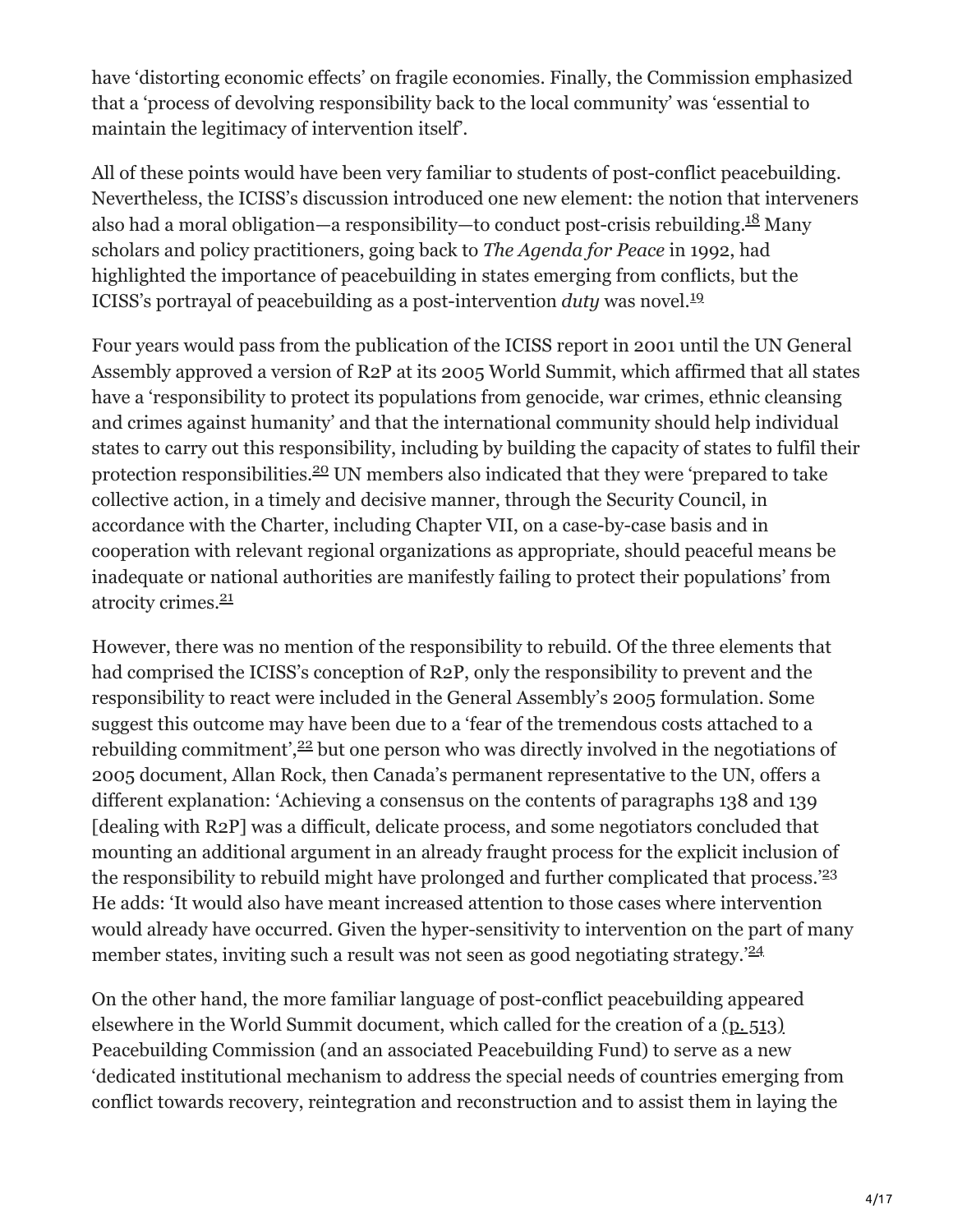have 'distorting economic effects' on fragile economies. Finally, the Commission emphasized that a 'process of devolving responsibility back to the local community' was 'essential to maintain the legitimacy of intervention itself'.

All of these points would have been very familiar to students of post-conflict peacebuilding. Nevertheless, the ICISS's discussion introduced one new element: the notion that interveners also had a moral obligation—a responsibility—to conduct post-crisis rebuilding.[18] Many scholars and policy practitioners, going back to *The Agenda for Peace* in 1992, had highlighted the importance of peacebuilding in states emerging from conflicts, but the ICISS's portrayal of peacebuilding as a post-intervention *duty* was novel.[19]

Four years would pass from the publication of the ICISS report in 2001 until the UN General Assembly approved a version of R2P at its 2005 World Summit, which affirmed that all states have a 'responsibility to protect its populations from genocide, war crimes, ethnic cleansing and crimes against humanity' and that the international community should help individual states to carry out this responsibility, including by building the capacity of states to fulfil their protection responsibilities.[20] UN members also indicated that they were 'prepared to take collective action, in a timely and decisive manner, through the Security Council, in accordance with the Charter, including Chapter VII, on a case-by-case basis and in cooperation with relevant regional organizations as appropriate, should peaceful means be inadequate or national authorities are manifestly failing to protect their populations' from atrocity crimes.[21]

However, there was no mention of the responsibility to rebuild. Of the three elements that had comprised the ICISS's conception of R2P, only the responsibility to prevent and the responsibility to react were included in the General Assembly's 2005 formulation. Some suggest this outcome may have been due to a 'fear of the tremendous costs attached to a rebuilding commitment',[22] but one person who was directly involved in the negotiations of 2005 document, Allan Rock, then Canada's permanent representative to the UN, offers a different explanation: 'Achieving a consensus on the contents of paragraphs 138 and 139 [dealing with R2P] was a difficult, delicate process, and some negotiators concluded that mounting an additional argument in an already fraught process for the explicit inclusion of the responsibility to rebuild might have prolonged and further complicated that process.'[23] He adds: 'It would also have meant increased attention to those cases where intervention would already have occurred. Given the hyper-sensitivity to intervention on the part of many member states, inviting such a result was not seen as good negotiating strategy.'[24]

On the other hand, the more familiar language of post-conflict peacebuilding appeared elsewhere in the World Summit document, which called for the creation of a (p. 513) Peacebuilding Commission (and an associated Peacebuilding Fund) to serve as a new 'dedicated institutional mechanism to address the special needs of countries emerging from conflict towards recovery, reintegration and reconstruction and to assist them in laying the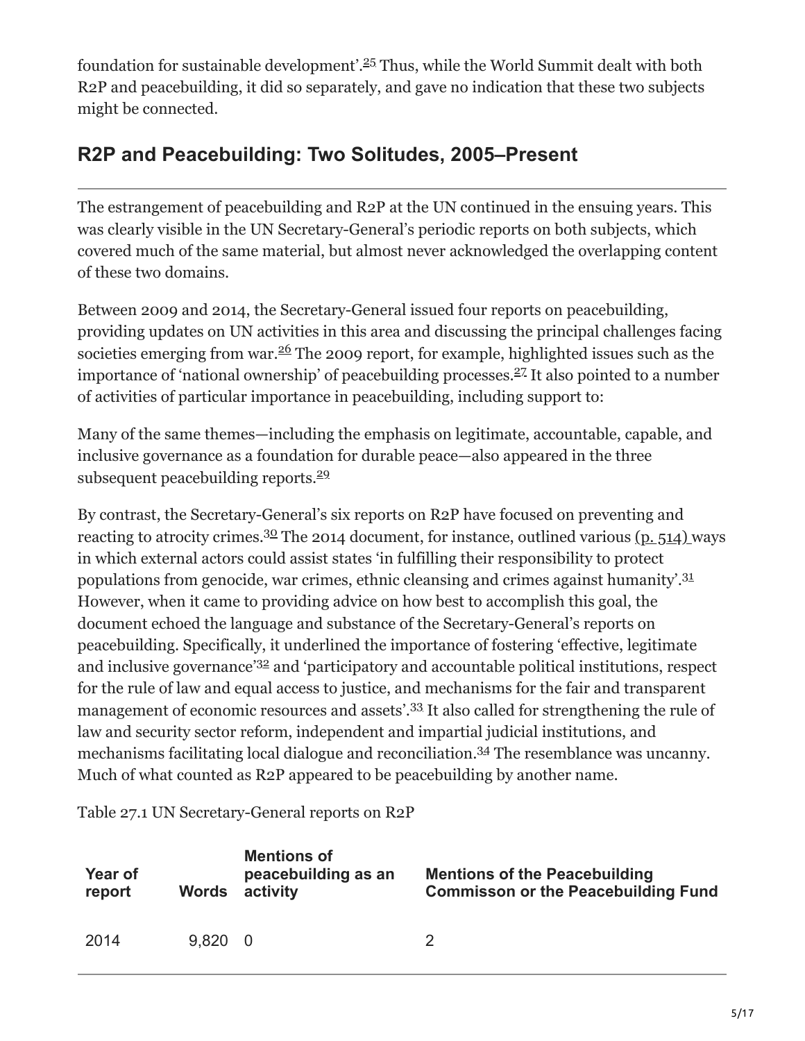foundation for sustainable development'.[25] Thus, while the World Summit dealt with both R2P and peacebuilding, it did so separately, and gave no indication that these two subjects might be connected.

## R2P and Peacebuilding: Two Solitudes, 2005–Present

The estrangement of peacebuilding and R2P at the UN continued in the ensuing years. This was clearly visible in the UN Secretary-General's periodic reports on both subjects, which covered much of the same material, but almost never acknowledged the overlapping content of these two domains.

Between 2009 and 2014, the Secretary-General issued four reports on peacebuilding, providing updates on UN activities in this area and discussing the principal challenges facing societies emerging from war.[26] The 2009 report, for example, highlighted issues such as the importance of 'national ownership' of peacebuilding processes.[27] It also pointed to a number of activities of particular importance in peacebuilding, including support to:

Many of the same themes—including the emphasis on legitimate, accountable, capable, and inclusive governance as a foundation for durable peace—also appeared in the three subsequent peacebuilding reports.[29]

By contrast, the Secretary-General's six reports on R2P have focused on preventing and reacting to atrocity crimes.[30] The 2014 document, for instance, outlined various (p. 514) ways in which external actors could assist states 'in fulfilling their responsibility to protect populations from genocide, war crimes, ethnic cleansing and crimes against humanity'.[31] However, when it came to providing advice on how best to accomplish this goal, the document echoed the language and substance of the Secretary-General's reports on peacebuilding. Specifically, it underlined the importance of fostering 'effective, legitimate and inclusive governance'[32] and 'participatory and accountable political institutions, respect for the rule of law and equal access to justice, and mechanisms for the fair and transparent management of economic resources and assets'.[33] It also called for strengthening the rule of law and security sector reform, independent and impartial judicial institutions, and mechanisms facilitating local dialogue and reconciliation.[34] The resemblance was uncanny. Much of what counted as R2P appeared to be peacebuilding by another name.

Table 27.1 UN Secretary-General reports on R2P

| Year of report | Words | Mentions of peacebuilding as an activity | Mentions of the Peacebuilding Commisson or the Peacebuilding Fund |
|---|---|---|---|
| 2014 | 9,820 | 0 | 2 |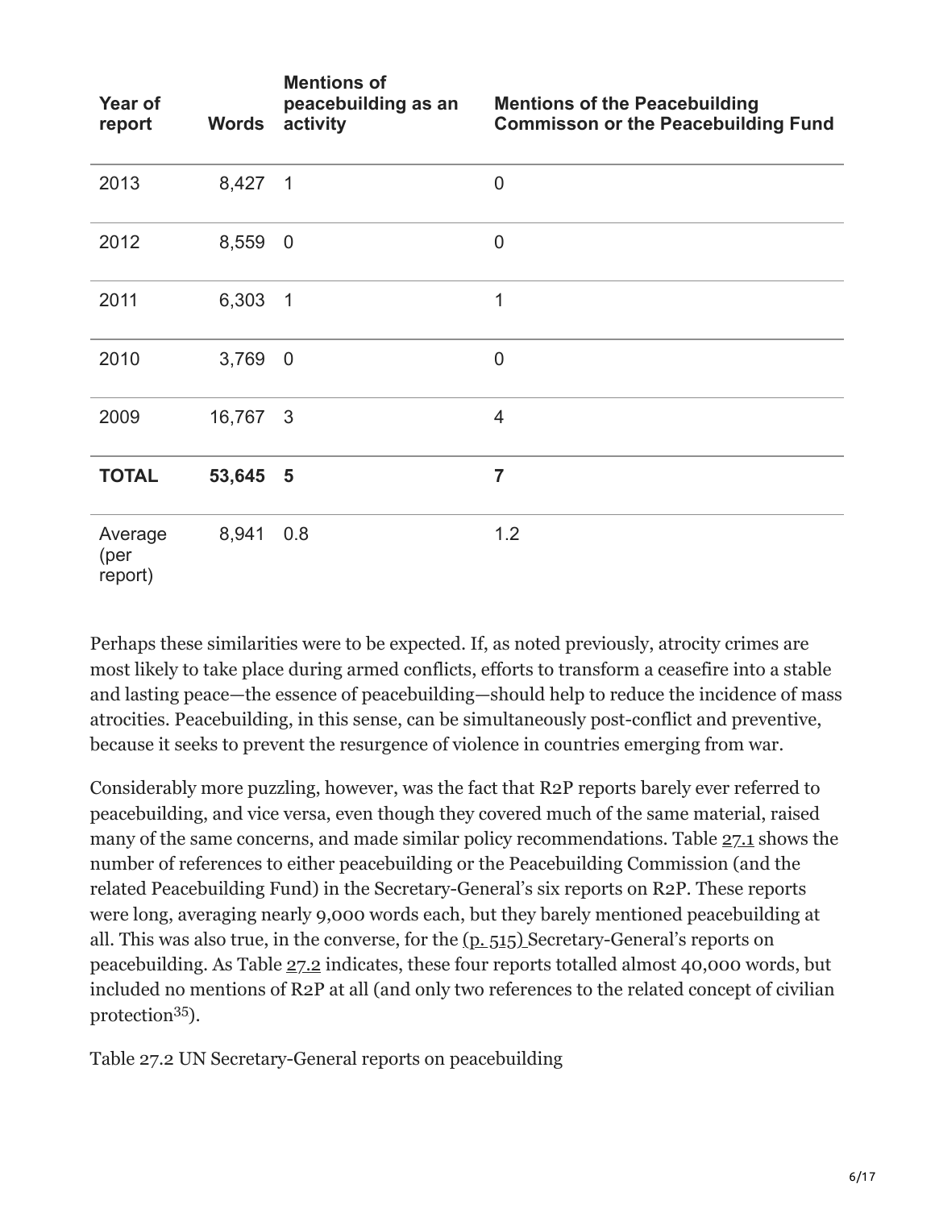| Year of report | Words | Mentions of peacebuilding as an activity | Mentions of the Peacebuilding Commisson or the Peacebuilding Fund |
|---|---|---|---|
| 2013 | 8,427 | 1 | 0 |
| 2012 | 8,559 | 0 | 0 |
| 2011 | 6,303 | 1 | 1 |
| 2010 | 3,769 | 0 | 0 |
| 2009 | 16,767 | 3 | 4 |
| **TOTAL** | **53,645** | **5** | **7** |
| Average (per report) | 8,941 | 0.8 | 1.2 |

Perhaps these similarities were to be expected. If, as noted previously, atrocity crimes are most likely to take place during armed conflicts, efforts to transform a ceasefire into a stable and lasting peace—the essence of peacebuilding—should help to reduce the incidence of mass atrocities. Peacebuilding, in this sense, can be simultaneously post-conflict and preventive, because it seeks to prevent the resurgence of violence in countries emerging from war.

Considerably more puzzling, however, was the fact that R2P reports barely ever referred to peacebuilding, and vice versa, even though they covered much of the same material, raised many of the same concerns, and made similar policy recommendations. Table 27.1 shows the number of references to either peacebuilding or the Peacebuilding Commission (and the related Peacebuilding Fund) in the Secretary-General's six reports on R2P. These reports were long, averaging nearly 9,000 words each, but they barely mentioned peacebuilding at all. This was also true, in the converse, for the (p. 515) Secretary-General's reports on peacebuilding. As Table 27.2 indicates, these four reports totalled almost 40,000 words, but included no mentions of R2P at all (and only two references to the related concept of civilian protection[35]).

Table 27.2 UN Secretary-General reports on peacebuilding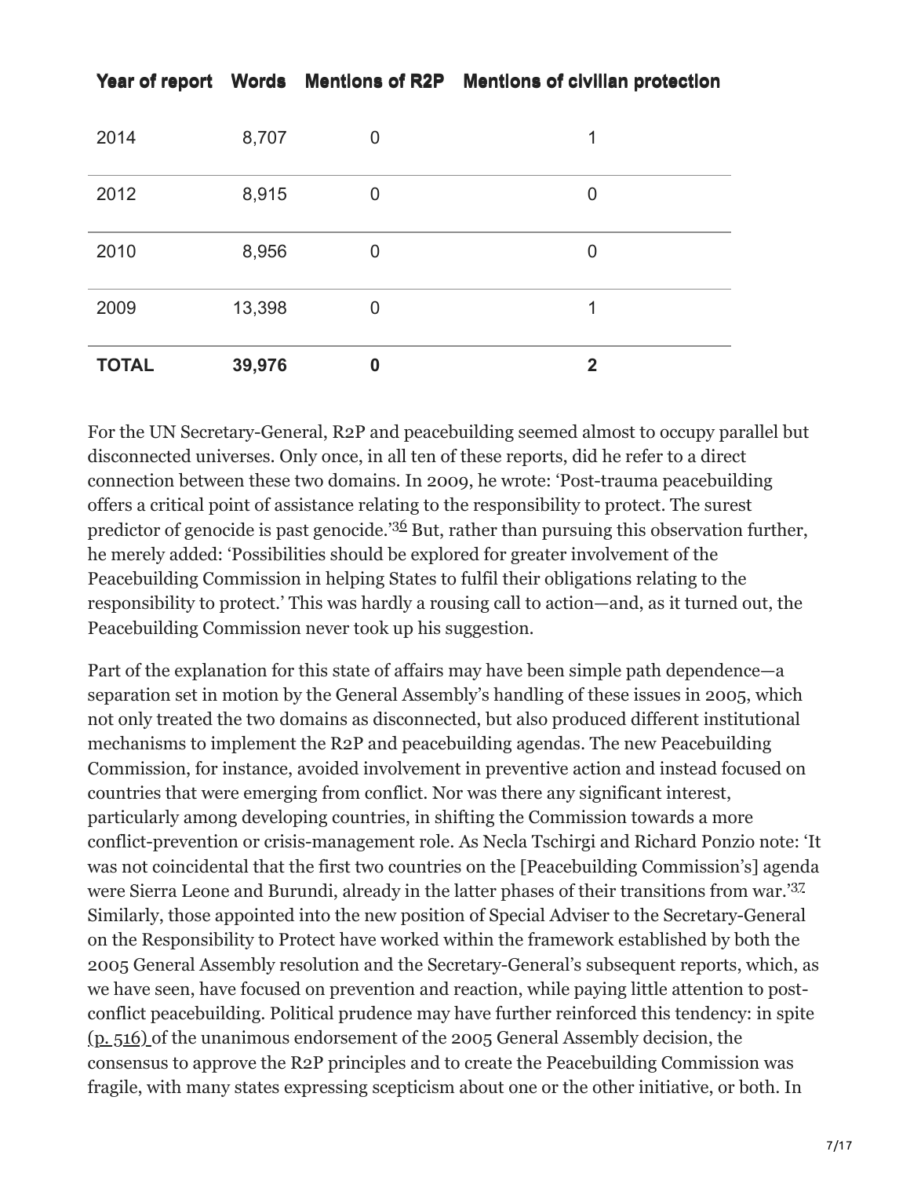| Year of report | Words | Mentions of R2P | Mentions of civilian protection |
|---|---|---|---|
| 2014 | 8,707 | 0 | 1 |
| 2012 | 8,915 | 0 | 0 |
| 2010 | 8,956 | 0 | 0 |
| 2009 | 13,398 | 0 | 1 |
| **TOTAL** | **39,976** | **0** | **2** |

For the UN Secretary-General, R2P and peacebuilding seemed almost to occupy parallel but disconnected universes. Only once, in all ten of these reports, did he refer to a direct connection between these two domains. In 2009, he wrote: 'Post-trauma peacebuilding offers a critical point of assistance relating to the responsibility to protect. The surest predictor of genocide is past genocide.'[36] But, rather than pursuing this observation further, he merely added: 'Possibilities should be explored for greater involvement of the Peacebuilding Commission in helping States to fulfil their obligations relating to the responsibility to protect.' This was hardly a rousing call to action—and, as it turned out, the Peacebuilding Commission never took up his suggestion.

Part of the explanation for this state of affairs may have been simple path dependence—a separation set in motion by the General Assembly's handling of these issues in 2005, which not only treated the two domains as disconnected, but also produced different institutional mechanisms to implement the R2P and peacebuilding agendas. The new Peacebuilding Commission, for instance, avoided involvement in preventive action and instead focused on countries that were emerging from conflict. Nor was there any significant interest, particularly among developing countries, in shifting the Commission towards a more conflict-prevention or crisis-management role. As Necla Tschirgi and Richard Ponzio note: 'It was not coincidental that the first two countries on the [Peacebuilding Commission's] agenda were Sierra Leone and Burundi, already in the latter phases of their transitions from war.'[37] Similarly, those appointed into the new position of Special Adviser to the Secretary-General on the Responsibility to Protect have worked within the framework established by both the 2005 General Assembly resolution and the Secretary-General's subsequent reports, which, as we have seen, have focused on prevention and reaction, while paying little attention to post-conflict peacebuilding. Political prudence may have further reinforced this tendency: in spite (p. 516) of the unanimous endorsement of the 2005 General Assembly decision, the consensus to approve the R2P principles and to create the Peacebuilding Commission was fragile, with many states expressing scepticism about one or the other initiative, or both. In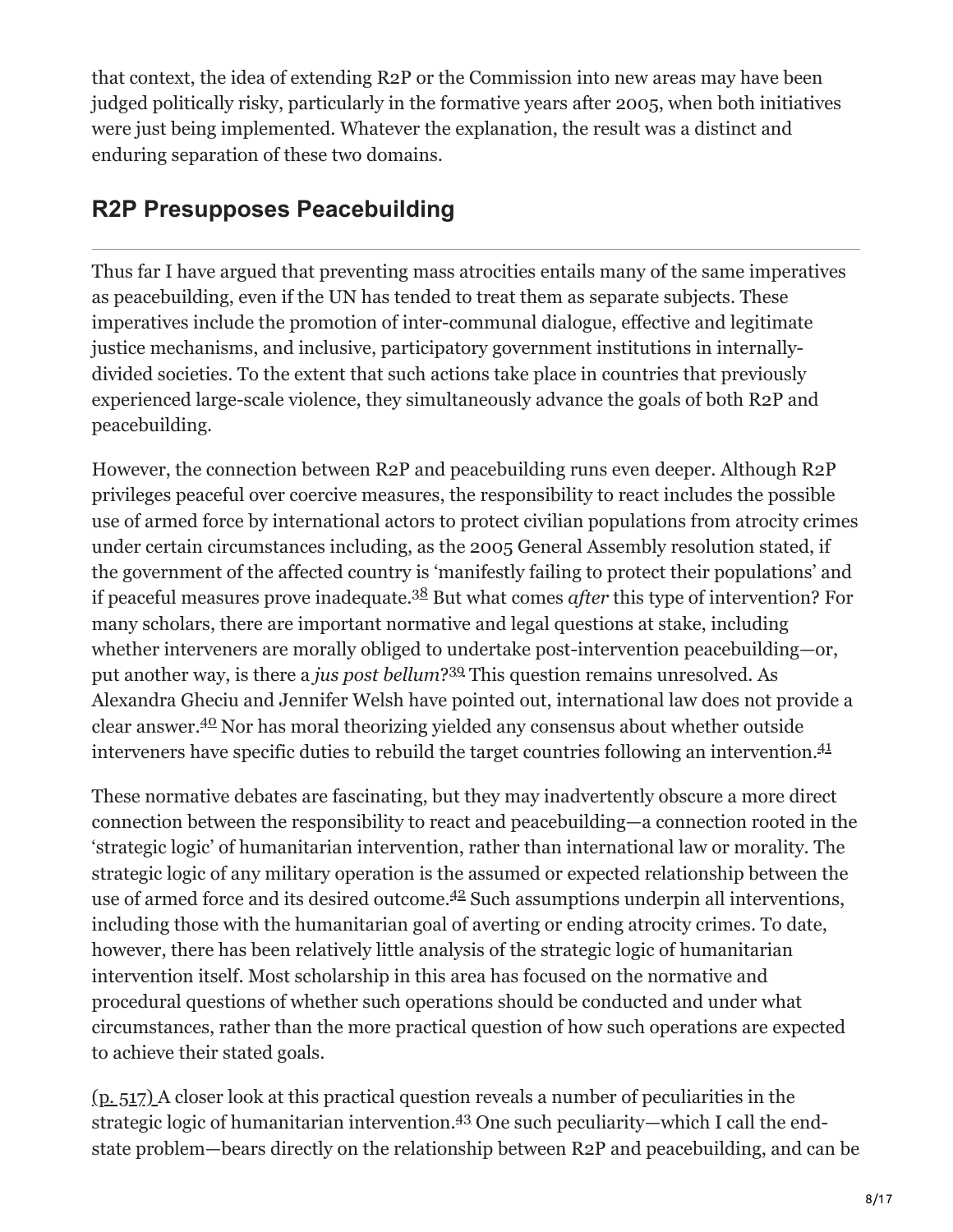that context, the idea of extending R2P or the Commission into new areas may have been judged politically risky, particularly in the formative years after 2005, when both initiatives were just being implemented. Whatever the explanation, the result was a distinct and enduring separation of these two domains.

## R2P Presupposes Peacebuilding

Thus far I have argued that preventing mass atrocities entails many of the same imperatives as peacebuilding, even if the UN has tended to treat them as separate subjects. These imperatives include the promotion of inter-communal dialogue, effective and legitimate justice mechanisms, and inclusive, participatory government institutions in internally-divided societies. To the extent that such actions take place in countries that previously experienced large-scale violence, they simultaneously advance the goals of both R2P and peacebuilding.

However, the connection between R2P and peacebuilding runs even deeper. Although R2P privileges peaceful over coercive measures, the responsibility to react includes the possible use of armed force by international actors to protect civilian populations from atrocity crimes under certain circumstances including, as the 2005 General Assembly resolution stated, if the government of the affected country is 'manifestly failing to protect their populations' and if peaceful measures prove inadequate.[38] But what comes *after* this type of intervention? For many scholars, there are important normative and legal questions at stake, including whether interveners are morally obliged to undertake post-intervention peacebuilding—or, put another way, is there a *jus post bellum*?[39] This question remains unresolved. As Alexandra Gheciu and Jennifer Welsh have pointed out, international law does not provide a clear answer.[40] Nor has moral theorizing yielded any consensus about whether outside interveners have specific duties to rebuild the target countries following an intervention.[41]

These normative debates are fascinating, but they may inadvertently obscure a more direct connection between the responsibility to react and peacebuilding—a connection rooted in the 'strategic logic' of humanitarian intervention, rather than international law or morality. The strategic logic of any military operation is the assumed or expected relationship between the use of armed force and its desired outcome.[42] Such assumptions underpin all interventions, including those with the humanitarian goal of averting or ending atrocity crimes. To date, however, there has been relatively little analysis of the strategic logic of humanitarian intervention itself. Most scholarship in this area has focused on the normative and procedural questions of whether such operations should be conducted and under what circumstances, rather than the more practical question of how such operations are expected to achieve their stated goals.

(p. 517) A closer look at this practical question reveals a number of peculiarities in the strategic logic of humanitarian intervention.[43] One such peculiarity—which I call the end-state problem—bears directly on the relationship between R2P and peacebuilding, and can be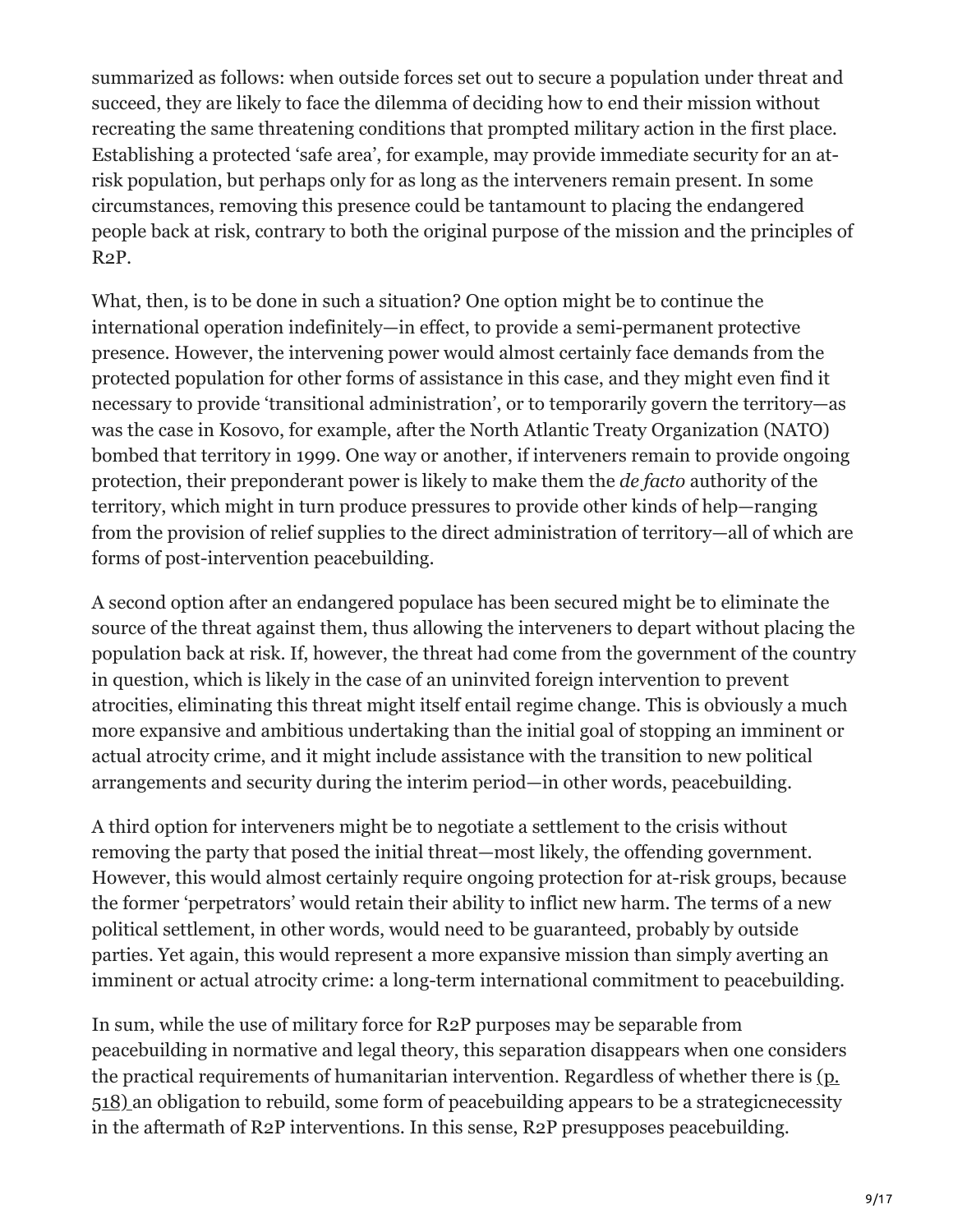summarized as follows: when outside forces set out to secure a population under threat and succeed, they are likely to face the dilemma of deciding how to end their mission without recreating the same threatening conditions that prompted military action in the first place. Establishing a protected 'safe area', for example, may provide immediate security for an at-risk population, but perhaps only for as long as the interveners remain present. In some circumstances, removing this presence could be tantamount to placing the endangered people back at risk, contrary to both the original purpose of the mission and the principles of R2P.

What, then, is to be done in such a situation? One option might be to continue the international operation indefinitely—in effect, to provide a semi-permanent protective presence. However, the intervening power would almost certainly face demands from the protected population for other forms of assistance in this case, and they might even find it necessary to provide 'transitional administration', or to temporarily govern the territory—as was the case in Kosovo, for example, after the North Atlantic Treaty Organization (NATO) bombed that territory in 1999. One way or another, if interveners remain to provide ongoing protection, their preponderant power is likely to make them the *de facto* authority of the territory, which might in turn produce pressures to provide other kinds of help—ranging from the provision of relief supplies to the direct administration of territory—all of which are forms of post-intervention peacebuilding.

A second option after an endangered populace has been secured might be to eliminate the source of the threat against them, thus allowing the interveners to depart without placing the population back at risk. If, however, the threat had come from the government of the country in question, which is likely in the case of an uninvited foreign intervention to prevent atrocities, eliminating this threat might itself entail regime change. This is obviously a much more expansive and ambitious undertaking than the initial goal of stopping an imminent or actual atrocity crime, and it might include assistance with the transition to new political arrangements and security during the interim period—in other words, peacebuilding.

A third option for interveners might be to negotiate a settlement to the crisis without removing the party that posed the initial threat—most likely, the offending government. However, this would almost certainly require ongoing protection for at-risk groups, because the former 'perpetrators' would retain their ability to inflict new harm. The terms of a new political settlement, in other words, would need to be guaranteed, probably by outside parties. Yet again, this would represent a more expansive mission than simply averting an imminent or actual atrocity crime: a long-term international commitment to peacebuilding.

In sum, while the use of military force for R2P purposes may be separable from peacebuilding in normative and legal theory, this separation disappears when one considers the practical requirements of humanitarian intervention. Regardless of whether there is (p. 518) an obligation to rebuild, some form of peacebuilding appears to be a strategicnecessity in the aftermath of R2P interventions. In this sense, R2P presupposes peacebuilding.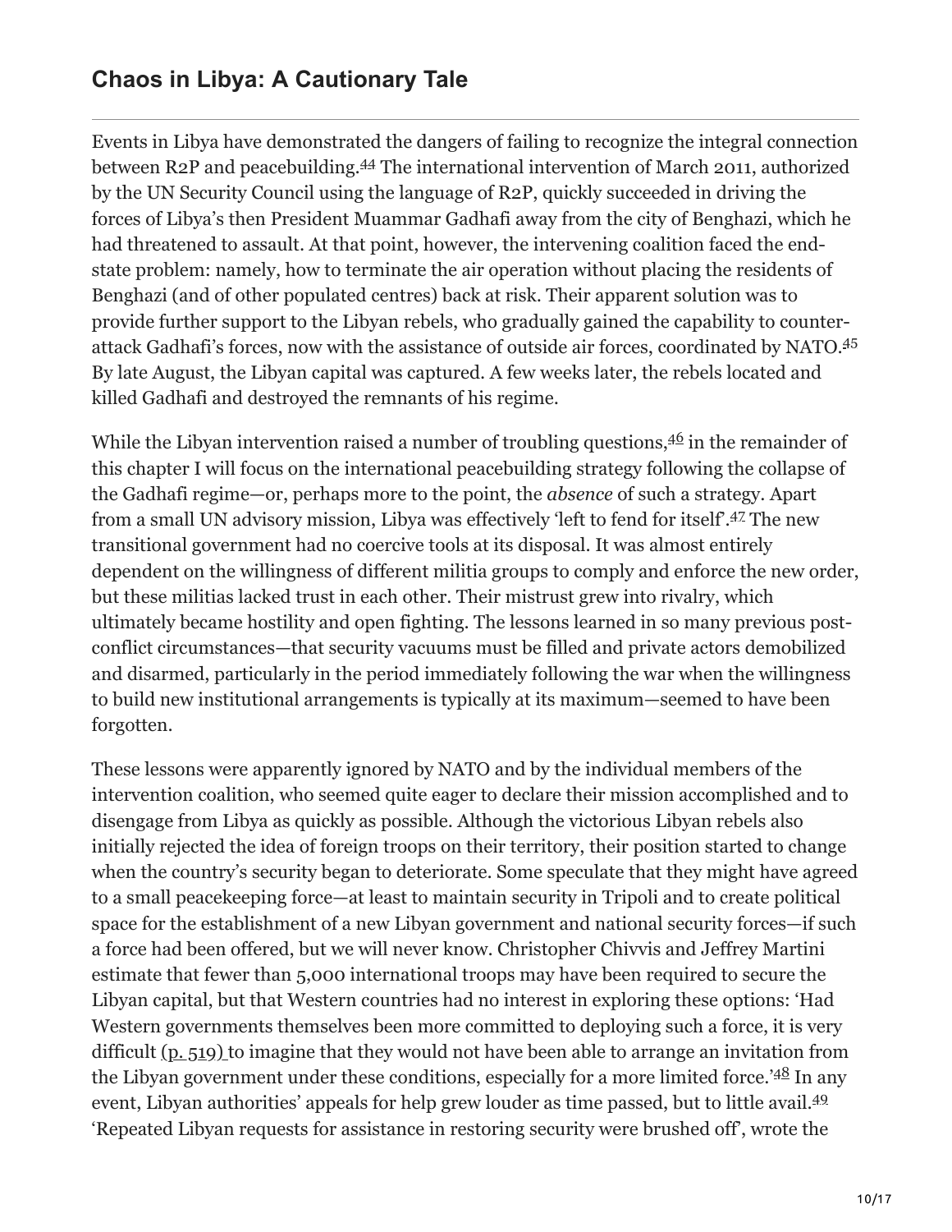## Chaos in Libya: A Cautionary Tale

Events in Libya have demonstrated the dangers of failing to recognize the integral connection between R2P and peacebuilding.[44] The international intervention of March 2011, authorized by the UN Security Council using the language of R2P, quickly succeeded in driving the forces of Libya's then President Muammar Gadhafi away from the city of Benghazi, which he had threatened to assault. At that point, however, the intervening coalition faced the end-state problem: namely, how to terminate the air operation without placing the residents of Benghazi (and of other populated centres) back at risk. Their apparent solution was to provide further support to the Libyan rebels, who gradually gained the capability to counter-attack Gadhafi's forces, now with the assistance of outside air forces, coordinated by NATO.[45] By late August, the Libyan capital was captured. A few weeks later, the rebels located and killed Gadhafi and destroyed the remnants of his regime.

While the Libyan intervention raised a number of troubling questions,[46] in the remainder of this chapter I will focus on the international peacebuilding strategy following the collapse of the Gadhafi regime—or, perhaps more to the point, the *absence* of such a strategy. Apart from a small UN advisory mission, Libya was effectively 'left to fend for itself'.[47] The new transitional government had no coercive tools at its disposal. It was almost entirely dependent on the willingness of different militia groups to comply and enforce the new order, but these militias lacked trust in each other. Their mistrust grew into rivalry, which ultimately became hostility and open fighting. The lessons learned in so many previous post-conflict circumstances—that security vacuums must be filled and private actors demobilized and disarmed, particularly in the period immediately following the war when the willingness to build new institutional arrangements is typically at its maximum—seemed to have been forgotten.

These lessons were apparently ignored by NATO and by the individual members of the intervention coalition, who seemed quite eager to declare their mission accomplished and to disengage from Libya as quickly as possible. Although the victorious Libyan rebels also initially rejected the idea of foreign troops on their territory, their position started to change when the country's security began to deteriorate. Some speculate that they might have agreed to a small peacekeeping force—at least to maintain security in Tripoli and to create political space for the establishment of a new Libyan government and national security forces—if such a force had been offered, but we will never know. Christopher Chivvis and Jeffrey Martini estimate that fewer than 5,000 international troops may have been required to secure the Libyan capital, but that Western countries had no interest in exploring these options: 'Had Western governments themselves been more committed to deploying such a force, it is very difficult (p. 519) to imagine that they would not have been able to arrange an invitation from the Libyan government under these conditions, especially for a more limited force.'[48] In any event, Libyan authorities' appeals for help grew louder as time passed, but to little avail.[49] 'Repeated Libyan requests for assistance in restoring security were brushed off', wrote the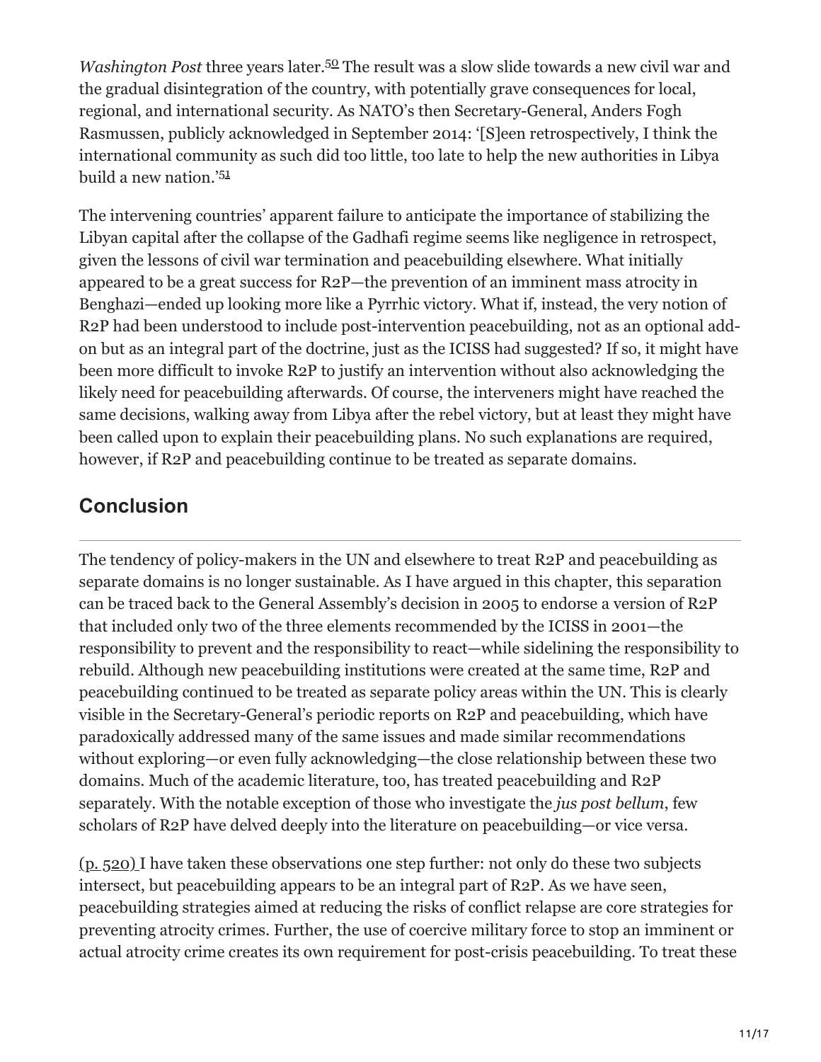*Washington Post* three years later.[50] The result was a slow slide towards a new civil war and the gradual disintegration of the country, with potentially grave consequences for local, regional, and international security. As NATO's then Secretary-General, Anders Fogh Rasmussen, publicly acknowledged in September 2014: '[S]een retrospectively, I think the international community as such did too little, too late to help the new authorities in Libya build a new nation.'[51]

The intervening countries' apparent failure to anticipate the importance of stabilizing the Libyan capital after the collapse of the Gadhafi regime seems like negligence in retrospect, given the lessons of civil war termination and peacebuilding elsewhere. What initially appeared to be a great success for R2P—the prevention of an imminent mass atrocity in Benghazi—ended up looking more like a Pyrrhic victory. What if, instead, the very notion of R2P had been understood to include post-intervention peacebuilding, not as an optional add-on but as an integral part of the doctrine, just as the ICISS had suggested? If so, it might have been more difficult to invoke R2P to justify an intervention without also acknowledging the likely need for peacebuilding afterwards. Of course, the interveners might have reached the same decisions, walking away from Libya after the rebel victory, but at least they might have been called upon to explain their peacebuilding plans. No such explanations are required, however, if R2P and peacebuilding continue to be treated as separate domains.

## Conclusion

The tendency of policy-makers in the UN and elsewhere to treat R2P and peacebuilding as separate domains is no longer sustainable. As I have argued in this chapter, this separation can be traced back to the General Assembly's decision in 2005 to endorse a version of R2P that included only two of the three elements recommended by the ICISS in 2001—the responsibility to prevent and the responsibility to react—while sidelining the responsibility to rebuild. Although new peacebuilding institutions were created at the same time, R2P and peacebuilding continued to be treated as separate policy areas within the UN. This is clearly visible in the Secretary-General's periodic reports on R2P and peacebuilding, which have paradoxically addressed many of the same issues and made similar recommendations without exploring—or even fully acknowledging—the close relationship between these two domains. Much of the academic literature, too, has treated peacebuilding and R2P separately. With the notable exception of those who investigate the *jus post bellum*, few scholars of R2P have delved deeply into the literature on peacebuilding—or vice versa.

(p. 520) I have taken these observations one step further: not only do these two subjects intersect, but peacebuilding appears to be an integral part of R2P. As we have seen, peacebuilding strategies aimed at reducing the risks of conflict relapse are core strategies for preventing atrocity crimes. Further, the use of coercive military force to stop an imminent or actual atrocity crime creates its own requirement for post-crisis peacebuilding. To treat these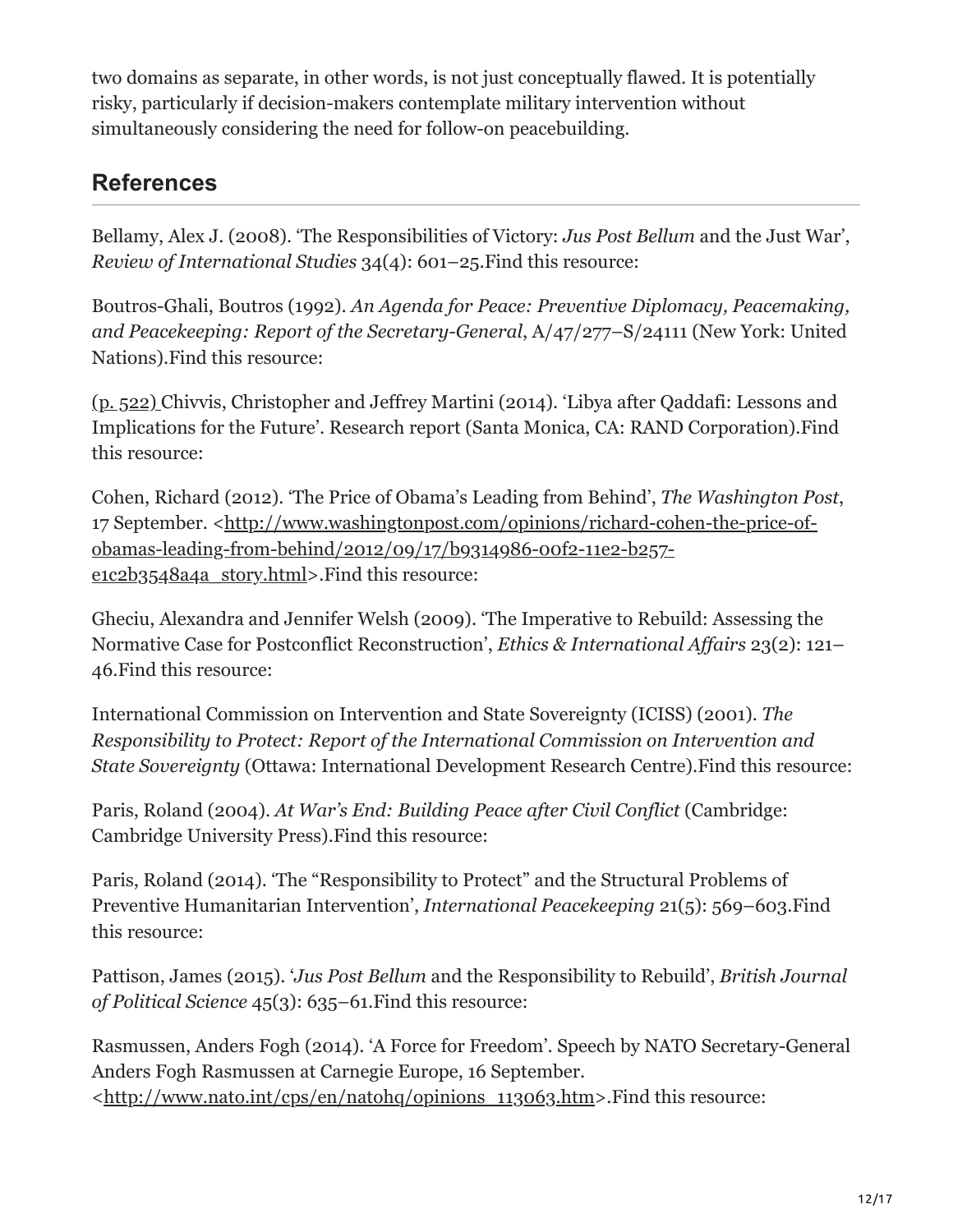two domains as separate, in other words, is not just conceptually flawed. It is potentially risky, particularly if decision-makers contemplate military intervention without simultaneously considering the need for follow-on peacebuilding.

## References

Bellamy, Alex J. (2008). 'The Responsibilities of Victory: *Jus Post Bellum* and the Just War', *Review of International Studies* 34(4): 601–25.Find this resource:

Boutros-Ghali, Boutros (1992). *An Agenda for Peace: Preventive Diplomacy, Peacemaking, and Peacekeeping: Report of the Secretary-General*, A/47/277–S/24111 (New York: United Nations).Find this resource:

(p. 522) Chivvis, Christopher and Jeffrey Martini (2014). 'Libya after Qaddafi: Lessons and Implications for the Future'. Research report (Santa Monica, CA: RAND Corporation).Find this resource:

Cohen, Richard (2012). 'The Price of Obama's Leading from Behind', *The Washington Post*, 17 September. <http://www.washingtonpost.com/opinions/richard-cohen-the-price-of-obamas-leading-from-behind/2012/09/17/b9314986-00f2-11e2-b257-e1c2b3548a4a_story.html>.Find this resource:

Gheciu, Alexandra and Jennifer Welsh (2009). 'The Imperative to Rebuild: Assessing the Normative Case for Postconflict Reconstruction', *Ethics & International Affairs* 23(2): 121–46.Find this resource:

International Commission on Intervention and State Sovereignty (ICISS) (2001). *The Responsibility to Protect: Report of the International Commission on Intervention and State Sovereignty* (Ottawa: International Development Research Centre).Find this resource:

Paris, Roland (2004). *At War's End: Building Peace after Civil Conflict* (Cambridge: Cambridge University Press).Find this resource:

Paris, Roland (2014). 'The "Responsibility to Protect" and the Structural Problems of Preventive Humanitarian Intervention', *International Peacekeeping* 21(5): 569–603.Find this resource:

Pattison, James (2015). '*Jus Post Bellum* and the Responsibility to Rebuild', *British Journal of Political Science* 45(3): 635–61.Find this resource:

Rasmussen, Anders Fogh (2014). 'A Force for Freedom'. Speech by NATO Secretary-General Anders Fogh Rasmussen at Carnegie Europe, 16 September. <http://www.nato.int/cps/en/natohq/opinions_113063.htm>.Find this resource: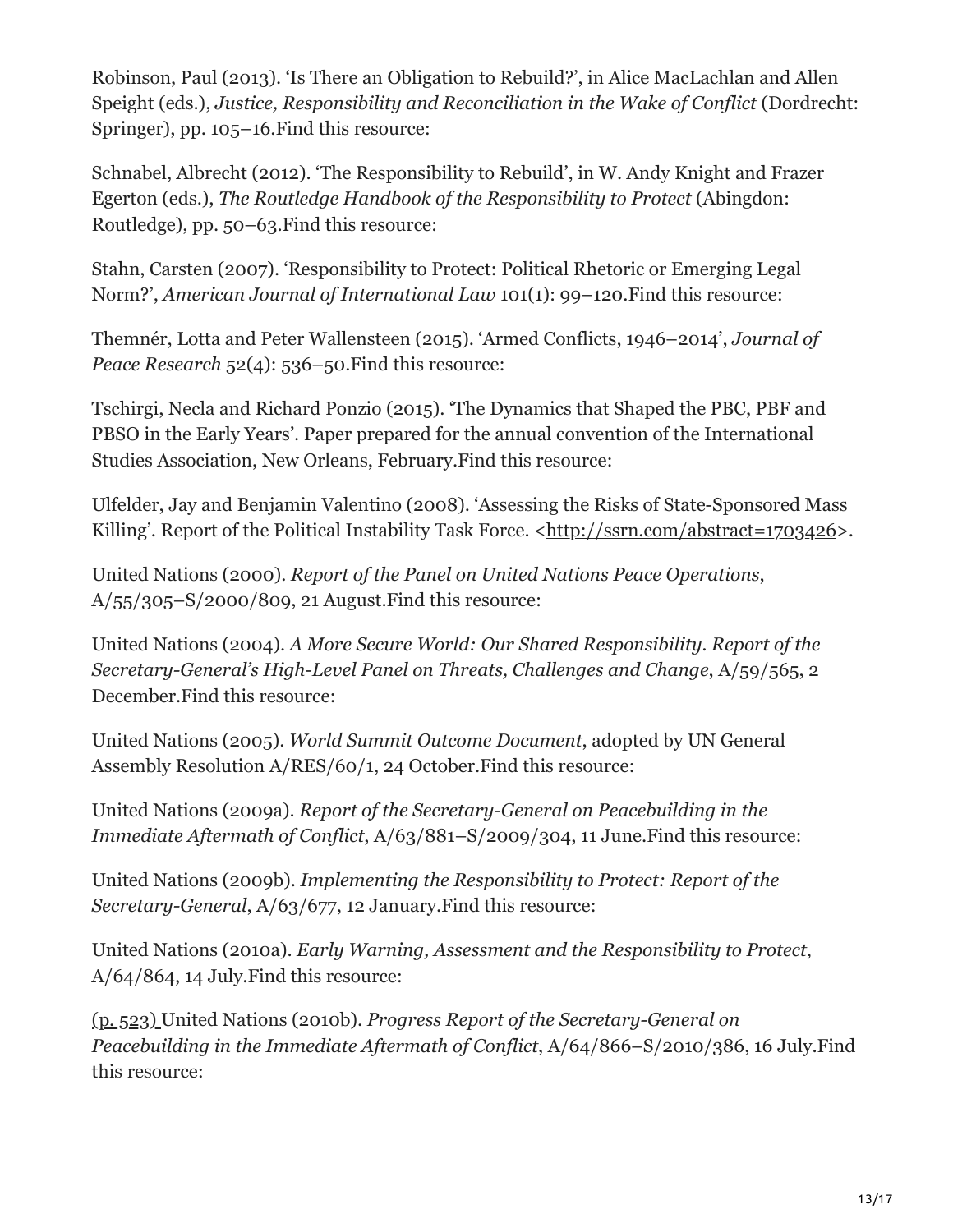Robinson, Paul (2013). 'Is There an Obligation to Rebuild?', in Alice MacLachlan and Allen Speight (eds.), *Justice, Responsibility and Reconciliation in the Wake of Conflict* (Dordrecht: Springer), pp. 105–16.Find this resource:

Schnabel, Albrecht (2012). 'The Responsibility to Rebuild', in W. Andy Knight and Frazer Egerton (eds.), *The Routledge Handbook of the Responsibility to Protect* (Abingdon: Routledge), pp. 50–63.Find this resource:

Stahn, Carsten (2007). 'Responsibility to Protect: Political Rhetoric or Emerging Legal Norm?', *American Journal of International Law* 101(1): 99–120.Find this resource:

Themnér, Lotta and Peter Wallensteen (2015). 'Armed Conflicts, 1946–2014', *Journal of Peace Research* 52(4): 536–50.Find this resource:

Tschirgi, Necla and Richard Ponzio (2015). 'The Dynamics that Shaped the PBC, PBF and PBSO in the Early Years'. Paper prepared for the annual convention of the International Studies Association, New Orleans, February.Find this resource:

Ulfelder, Jay and Benjamin Valentino (2008). 'Assessing the Risks of State-Sponsored Mass Killing'. Report of the Political Instability Task Force. <http://ssrn.com/abstract=1703426>.

United Nations (2000). *Report of the Panel on United Nations Peace Operations*, A/55/305–S/2000/809, 21 August.Find this resource:

United Nations (2004). *A More Secure World: Our Shared Responsibility. Report of the Secretary-General's High-Level Panel on Threats, Challenges and Change*, A/59/565, 2 December.Find this resource:

United Nations (2005). *World Summit Outcome Document*, adopted by UN General Assembly Resolution A/RES/60/1, 24 October.Find this resource:

United Nations (2009a). *Report of the Secretary-General on Peacebuilding in the Immediate Aftermath of Conflict*, A/63/881–S/2009/304, 11 June.Find this resource:

United Nations (2009b). *Implementing the Responsibility to Protect: Report of the Secretary-General*, A/63/677, 12 January.Find this resource:

United Nations (2010a). *Early Warning, Assessment and the Responsibility to Protect*, A/64/864, 14 July.Find this resource:

(p. 523) United Nations (2010b). *Progress Report of the Secretary-General on Peacebuilding in the Immediate Aftermath of Conflict*, A/64/866–S/2010/386, 16 July.Find this resource: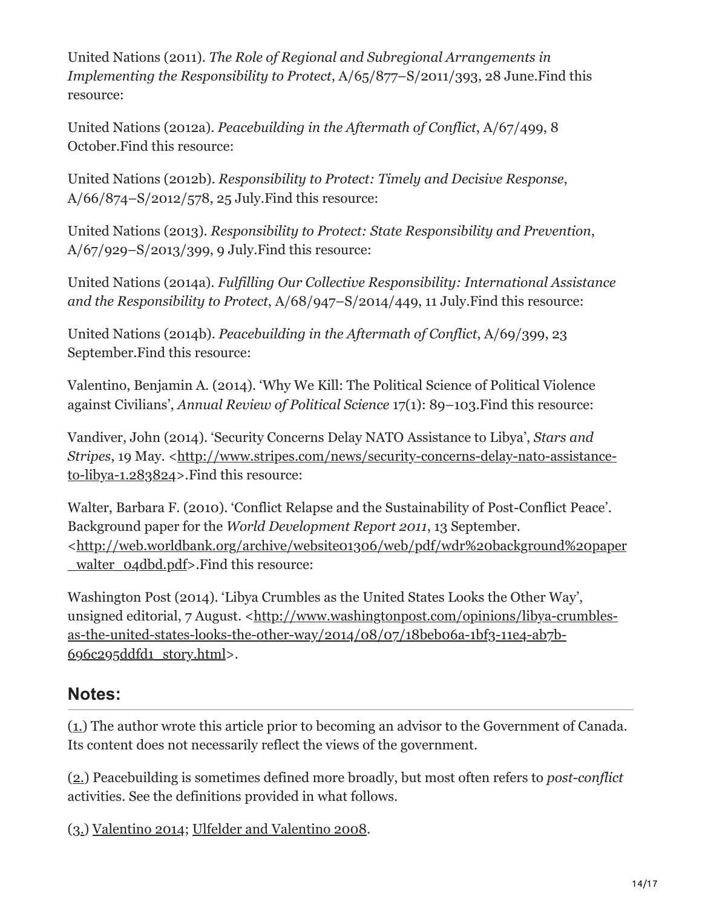United Nations (2011). *The Role of Regional and Subregional Arrangements in Implementing the Responsibility to Protect*, A/65/877–S/2011/393, 28 June.Find this resource:

United Nations (2012a). *Peacebuilding in the Aftermath of Conflict*, A/67/499, 8 October.Find this resource:

United Nations (2012b). *Responsibility to Protect: Timely and Decisive Response*, A/66/874–S/2012/578, 25 July.Find this resource:

United Nations (2013). *Responsibility to Protect: State Responsibility and Prevention*, A/67/929–S/2013/399, 9 July.Find this resource:

United Nations (2014a). *Fulfilling Our Collective Responsibility: International Assistance and the Responsibility to Protect*, A/68/947–S/2014/449, 11 July.Find this resource:

United Nations (2014b). *Peacebuilding in the Aftermath of Conflict*, A/69/399, 23 September.Find this resource:

Valentino, Benjamin A. (2014). 'Why We Kill: The Political Science of Political Violence against Civilians', *Annual Review of Political Science* 17(1): 89–103.Find this resource:

Vandiver, John (2014). 'Security Concerns Delay NATO Assistance to Libya', *Stars and Stripes*, 19 May. <http://www.stripes.com/news/security-concerns-delay-nato-assistance-to-libya-1.283824>.Find this resource:

Walter, Barbara F. (2010). 'Conflict Relapse and the Sustainability of Post-Conflict Peace'. Background paper for the *World Development Report 2011*, 13 September. <http://web.worldbank.org/archive/website01306/web/pdf/wdr%20background%20paper_walter_04dbd.pdf>.Find this resource:

Washington Post (2014). 'Libya Crumbles as the United States Looks the Other Way', unsigned editorial, 7 August. <http://www.washingtonpost.com/opinions/libya-crumbles-as-the-united-states-looks-the-other-way/2014/08/07/18beb06a-1bf3-11e4-ab7b-696c295ddfd1_story.html>.

## Notes:

(1.) The author wrote this article prior to becoming an advisor to the Government of Canada. Its content does not necessarily reflect the views of the government.

(2.) Peacebuilding is sometimes defined more broadly, but most often refers to *post-conflict* activities. See the definitions provided in what follows.

(3.) Valentino 2014; Ulfelder and Valentino 2008.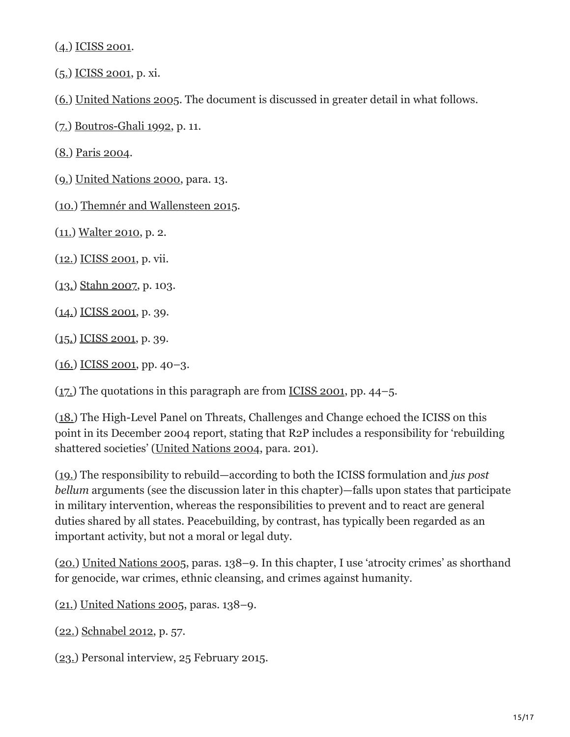(4.) ICISS 2001.

(5.) ICISS 2001, p. xi.

(6.) United Nations 2005. The document is discussed in greater detail in what follows.

(7.) Boutros-Ghali 1992, p. 11.

(8.) Paris 2004.

(9.) United Nations 2000, para. 13.

(10.) Themnér and Wallensteen 2015.

(11.) Walter 2010, p. 2.

(12.) ICISS 2001, p. vii.

(13.) Stahn 2007, p. 103.

(14.) ICISS 2001, p. 39.

(15.) ICISS 2001, p. 39.

(16.) ICISS 2001, pp. 40–3.

(17.) The quotations in this paragraph are from ICISS 2001, pp. 44–5.

(18.) The High-Level Panel on Threats, Challenges and Change echoed the ICISS on this point in its December 2004 report, stating that R2P includes a responsibility for 'rebuilding shattered societies' (United Nations 2004, para. 201).

(19.) The responsibility to rebuild—according to both the ICISS formulation and *jus post bellum* arguments (see the discussion later in this chapter)—falls upon states that participate in military intervention, whereas the responsibilities to prevent and to react are general duties shared by all states. Peacebuilding, by contrast, has typically been regarded as an important activity, but not a moral or legal duty.

(20.) United Nations 2005, paras. 138–9. In this chapter, I use 'atrocity crimes' as shorthand for genocide, war crimes, ethnic cleansing, and crimes against humanity.

(21.) United Nations 2005, paras. 138–9.

(22.) Schnabel 2012, p. 57.

(23.) Personal interview, 25 February 2015.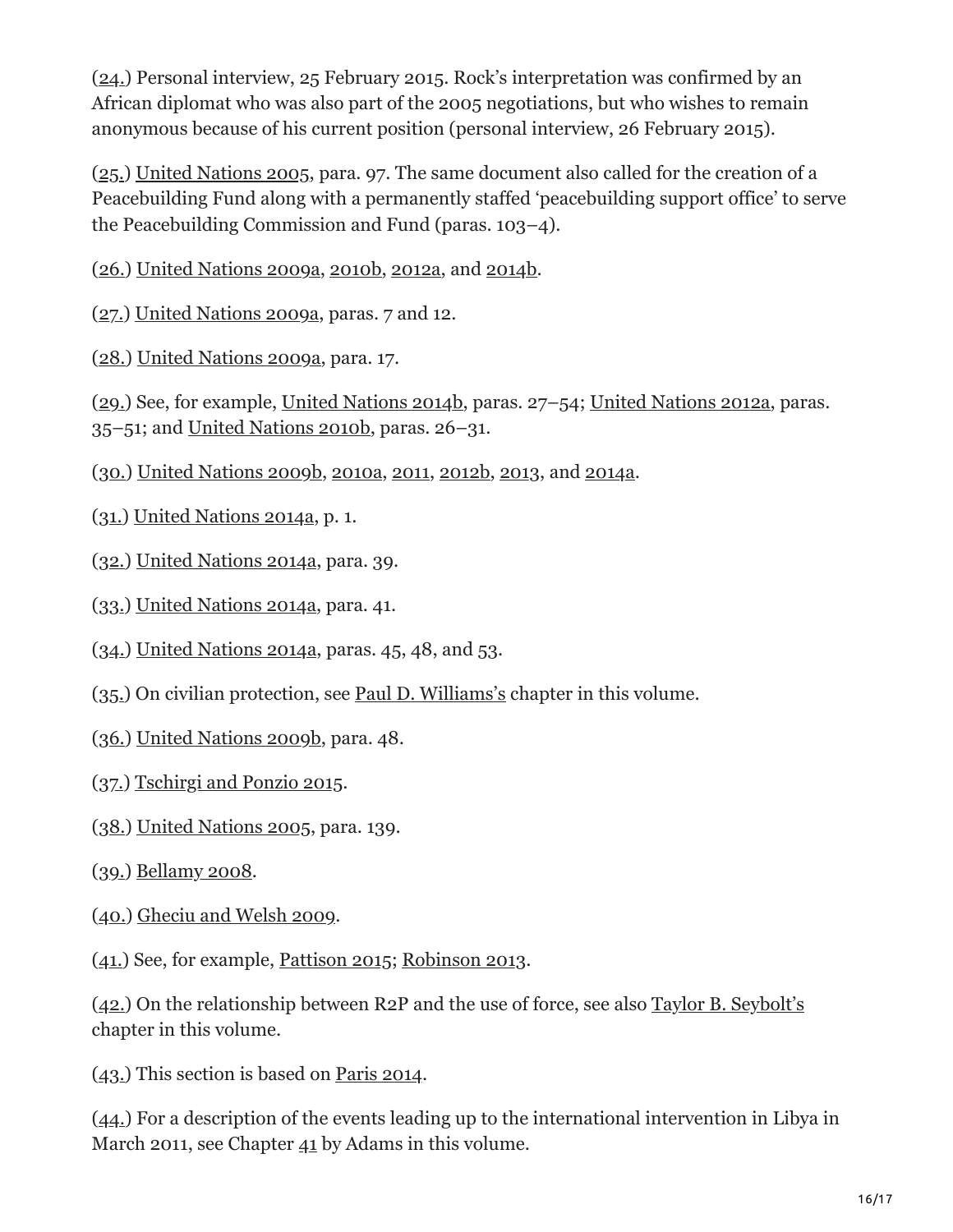(24.) Personal interview, 25 February 2015. Rock's interpretation was confirmed by an African diplomat who was also part of the 2005 negotiations, but who wishes to remain anonymous because of his current position (personal interview, 26 February 2015).

(25.) United Nations 2005, para. 97. The same document also called for the creation of a Peacebuilding Fund along with a permanently staffed 'peacebuilding support office' to serve the Peacebuilding Commission and Fund (paras. 103–4).

(26.) United Nations 2009a, 2010b, 2012a, and 2014b.

(27.) United Nations 2009a, paras. 7 and 12.

(28.) United Nations 2009a, para. 17.

(29.) See, for example, United Nations 2014b, paras. 27–54; United Nations 2012a, paras. 35–51; and United Nations 2010b, paras. 26–31.

(30.) United Nations 2009b, 2010a, 2011, 2012b, 2013, and 2014a.

(31.) United Nations 2014a, p. 1.

(32.) United Nations 2014a, para. 39.

(33.) United Nations 2014a, para. 41.

(34.) United Nations 2014a, paras. 45, 48, and 53.

(35.) On civilian protection, see Paul D. Williams's chapter in this volume.

(36.) United Nations 2009b, para. 48.

(37.) Tschirgi and Ponzio 2015.

(38.) United Nations 2005, para. 139.

(39.) Bellamy 2008.

(40.) Gheciu and Welsh 2009.

(41.) See, for example, Pattison 2015; Robinson 2013.

(42.) On the relationship between R2P and the use of force, see also Taylor B. Seybolt's chapter in this volume.

(43.) This section is based on Paris 2014.

(44.) For a description of the events leading up to the international intervention in Libya in March 2011, see Chapter 41 by Adams in this volume.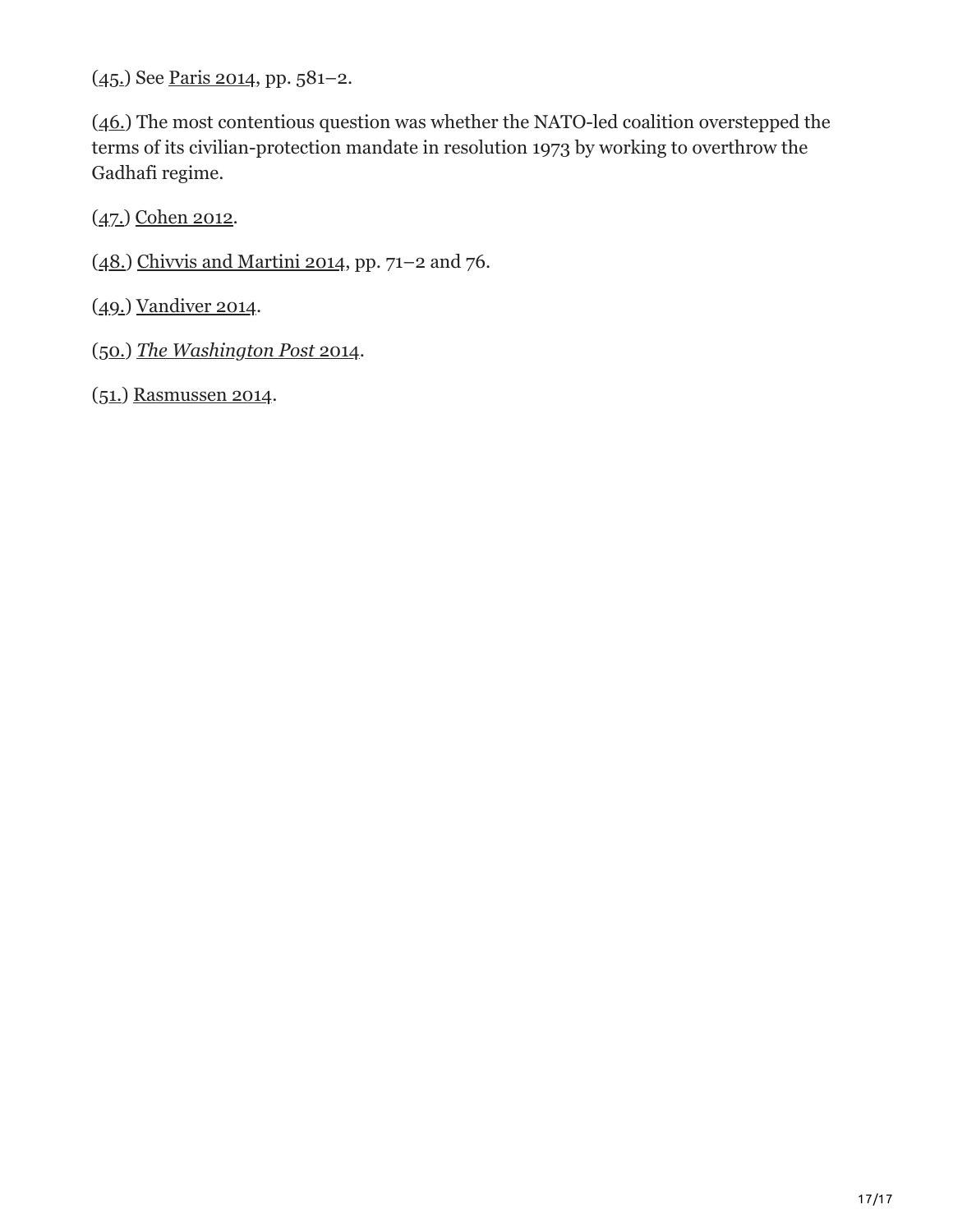(45.) See Paris 2014, pp. 581–2.

(46.) The most contentious question was whether the NATO-led coalition overstepped the terms of its civilian-protection mandate in resolution 1973 by working to overthrow the Gadhafi regime.

(47.) Cohen 2012.

(48.) Chivvis and Martini 2014, pp. 71–2 and 76.

(49.) Vandiver 2014.

(50.) *The Washington Post* 2014.

(51.) Rasmussen 2014.